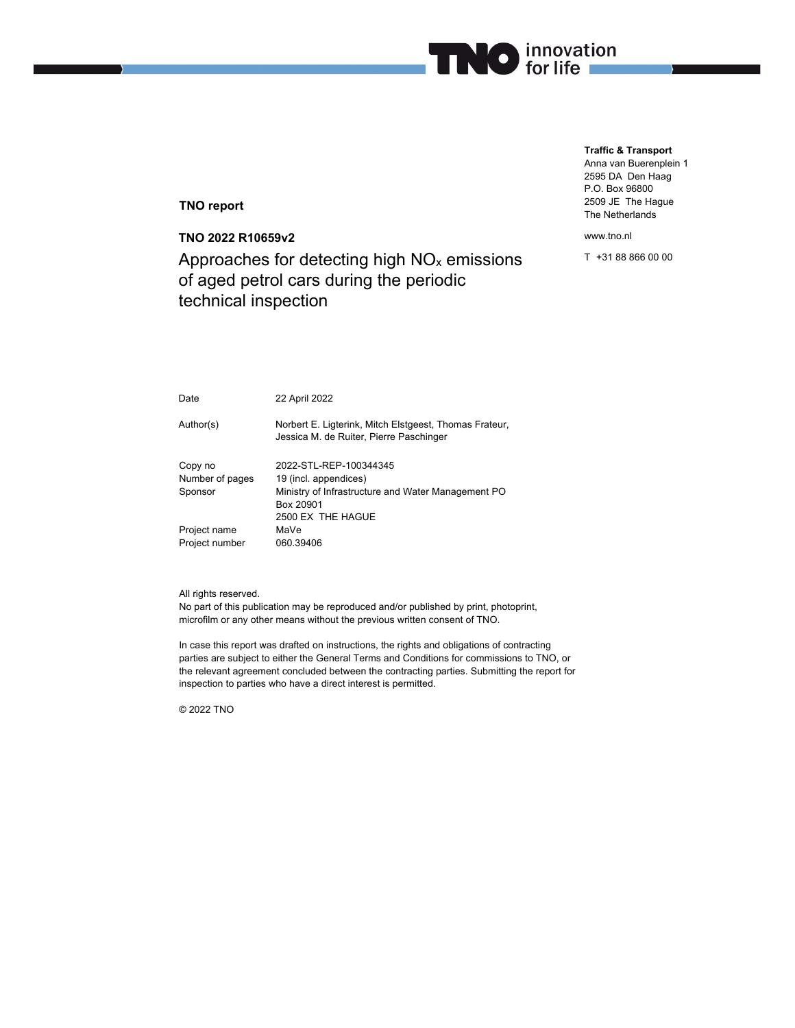**Traffic & Transport**
Anna van Buerenplein 1
2595 DA Den Haag
P.O. Box 96800
2509 JE The Hague
The Netherlands

www.tno.nl

T +31 88 866 00 00

**TNO report**

**TNO 2022 R10659v2**

# Approaches for detecting high $NO_x$ emissions of aged petrol cars during the periodic technical inspection

| | |
|---|---|
| Date | 22 April 2022 |
| Author(s) | Norbert E. Ligterink, Mitch Elstgeest, Thomas Frateur, Jessica M. de Ruiter, Pierre Paschinger |
| Copy no | 2022-STL-REP-100344345 |
| Number of pages | 19 (incl. appendices) |
| Sponsor | Ministry of Infrastructure and Water Management PO Box 20901 2500 EX THE HAGUE |
| Project name | MaVe |
| Project number | 060.39406 |

All rights reserved.
No part of this publication may be reproduced and/or published by print, photoprint, microfilm or any other means without the previous written consent of TNO.

In case this report was drafted on instructions, the rights and obligations of contracting parties are subject to either the General Terms and Conditions for commissions to TNO, or the relevant agreement concluded between the contracting parties. Submitting the report for inspection to parties who have a direct interest is permitted.

© 2022 TNO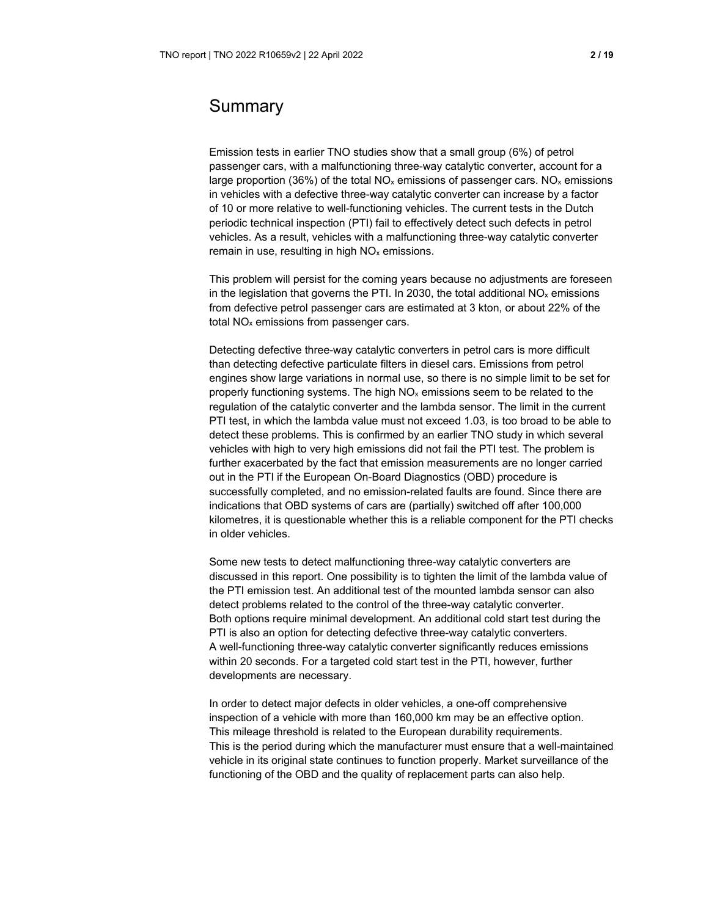# Summary

Emission tests in earlier TNO studies show that a small group (6%) of petrol passenger cars, with a malfunctioning three-way catalytic converter, account for a large proportion (36%) of the total $NO_x$ emissions of passenger cars. $NO_x$ emissions in vehicles with a defective three-way catalytic converter can increase by a factor of 10 or more relative to well-functioning vehicles. The current tests in the Dutch periodic technical inspection (PTI) fail to effectively detect such defects in petrol vehicles. As a result, vehicles with a malfunctioning three-way catalytic converter remain in use, resulting in high $NO_x$ emissions.

This problem will persist for the coming years because no adjustments are foreseen in the legislation that governs the PTI. In 2030, the total additional $NO_x$ emissions from defective petrol passenger cars are estimated at 3 kton, or about 22% of the total $NO_x$ emissions from passenger cars.

Detecting defective three-way catalytic converters in petrol cars is more difficult than detecting defective particulate filters in diesel cars. Emissions from petrol engines show large variations in normal use, so there is no simple limit to be set for properly functioning systems. The high $NO_x$ emissions seem to be related to the regulation of the catalytic converter and the lambda sensor. The limit in the current PTI test, in which the lambda value must not exceed 1.03, is too broad to be able to detect these problems. This is confirmed by an earlier TNO study in which several vehicles with high to very high emissions did not fail the PTI test. The problem is further exacerbated by the fact that emission measurements are no longer carried out in the PTI if the European On-Board Diagnostics (OBD) procedure is successfully completed, and no emission-related faults are found. Since there are indications that OBD systems of cars are (partially) switched off after 100,000 kilometres, it is questionable whether this is a reliable component for the PTI checks in older vehicles.

Some new tests to detect malfunctioning three-way catalytic converters are discussed in this report. One possibility is to tighten the limit of the lambda value of the PTI emission test. An additional test of the mounted lambda sensor can also detect problems related to the control of the three-way catalytic converter. Both options require minimal development. An additional cold start test during the PTI is also an option for detecting defective three-way catalytic converters. A well-functioning three-way catalytic converter significantly reduces emissions within 20 seconds. For a targeted cold start test in the PTI, however, further developments are necessary.

In order to detect major defects in older vehicles, a one-off comprehensive inspection of a vehicle with more than 160,000 km may be an effective option. This mileage threshold is related to the European durability requirements. This is the period during which the manufacturer must ensure that a well-maintained vehicle in its original state continues to function properly. Market surveillance of the functioning of the OBD and the quality of replacement parts can also help.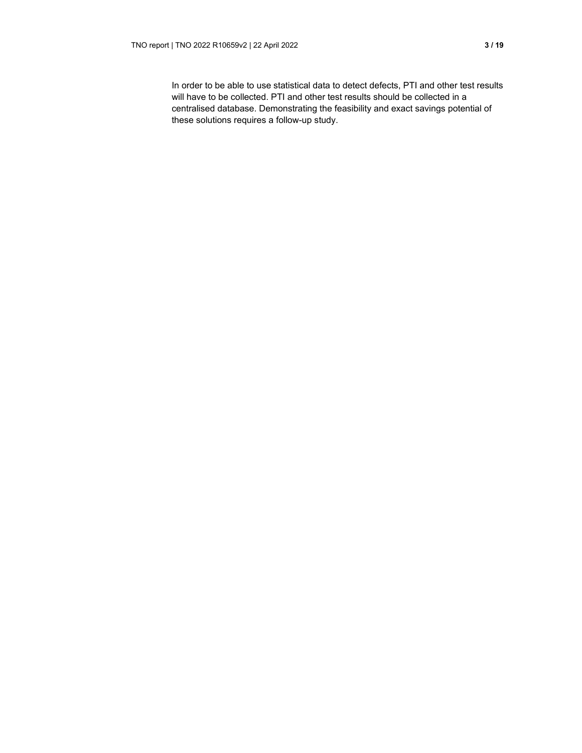In order to be able to use statistical data to detect defects, PTI and other test results will have to be collected. PTI and other test results should be collected in a centralised database. Demonstrating the feasibility and exact savings potential of these solutions requires a follow-up study.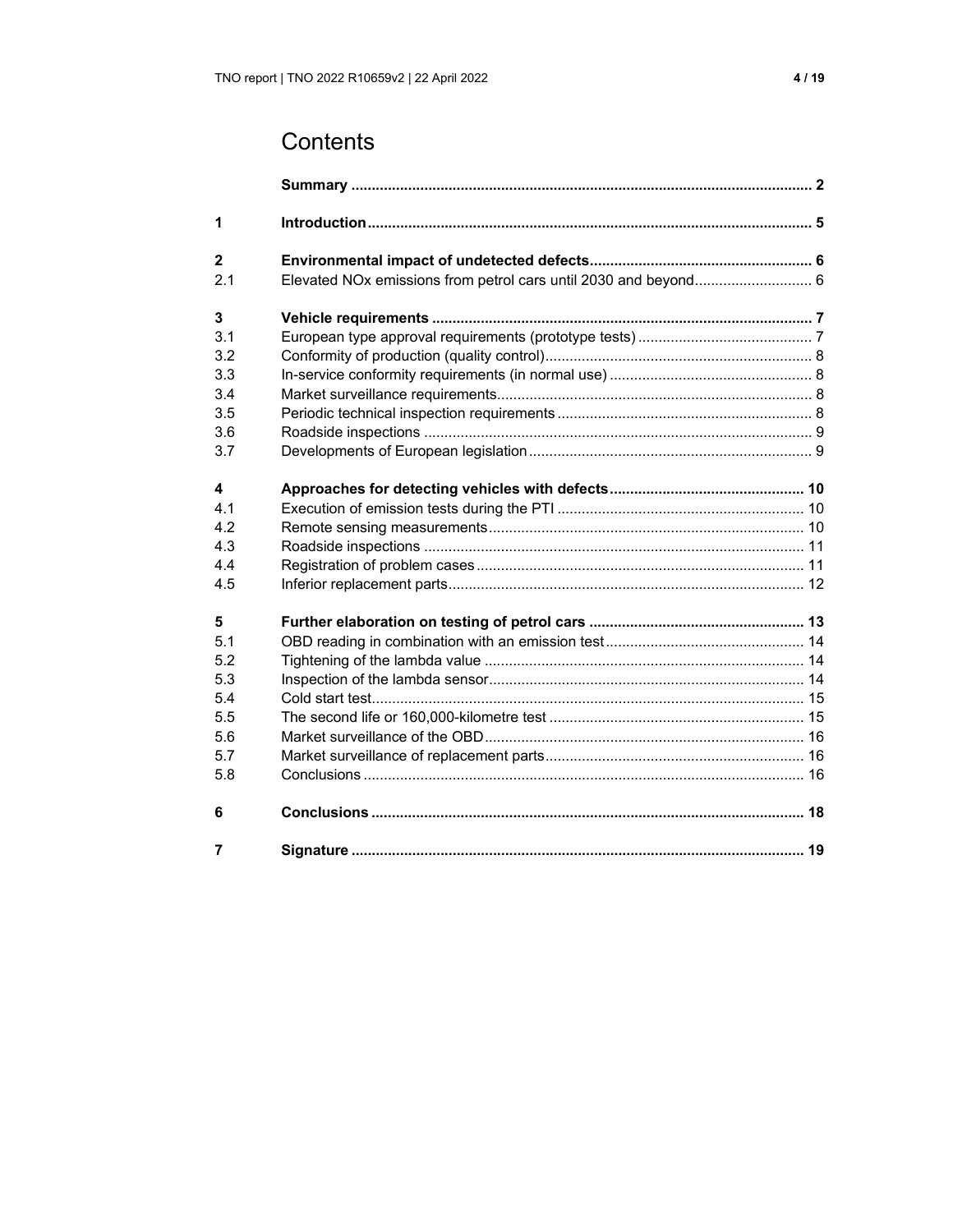# Contents

| | | |
|---|---|---|
| | **Summary** | **2** |
| **1** | **Introduction** | **5** |
| **2** | **Environmental impact of undetected defects** | **6** |
| 2.1 | Elevated NOx emissions from petrol cars until 2030 and beyond | 6 |
| **3** | **Vehicle requirements** | **7** |
| 3.1 | European type approval requirements (prototype tests) | 7 |
| 3.2 | Conformity of production (quality control) | 8 |
| 3.3 | In-service conformity requirements (in normal use) | 8 |
| 3.4 | Market surveillance requirements | 8 |
| 3.5 | Periodic technical inspection requirements | 8 |
| 3.6 | Roadside inspections | 9 |
| 3.7 | Developments of European legislation | 9 |
| **4** | **Approaches for detecting vehicles with defects** | **10** |
| 4.1 | Execution of emission tests during the PTI | 10 |
| 4.2 | Remote sensing measurements | 10 |
| 4.3 | Roadside inspections | 11 |
| 4.4 | Registration of problem cases | 11 |
| 4.5 | Inferior replacement parts | 12 |
| **5** | **Further elaboration on testing of petrol cars** | **13** |
| 5.1 | OBD reading in combination with an emission test | 14 |
| 5.2 | Tightening of the lambda value | 14 |
| 5.3 | Inspection of the lambda sensor | 14 |
| 5.4 | Cold start test | 15 |
| 5.5 | The second life or 160,000-kilometre test | 15 |
| 5.6 | Market surveillance of the OBD | 16 |
| 5.7 | Market surveillance of replacement parts | 16 |
| 5.8 | Conclusions | 16 |
| **6** | **Conclusions** | **18** |
| **7** | **Signature** | **19** |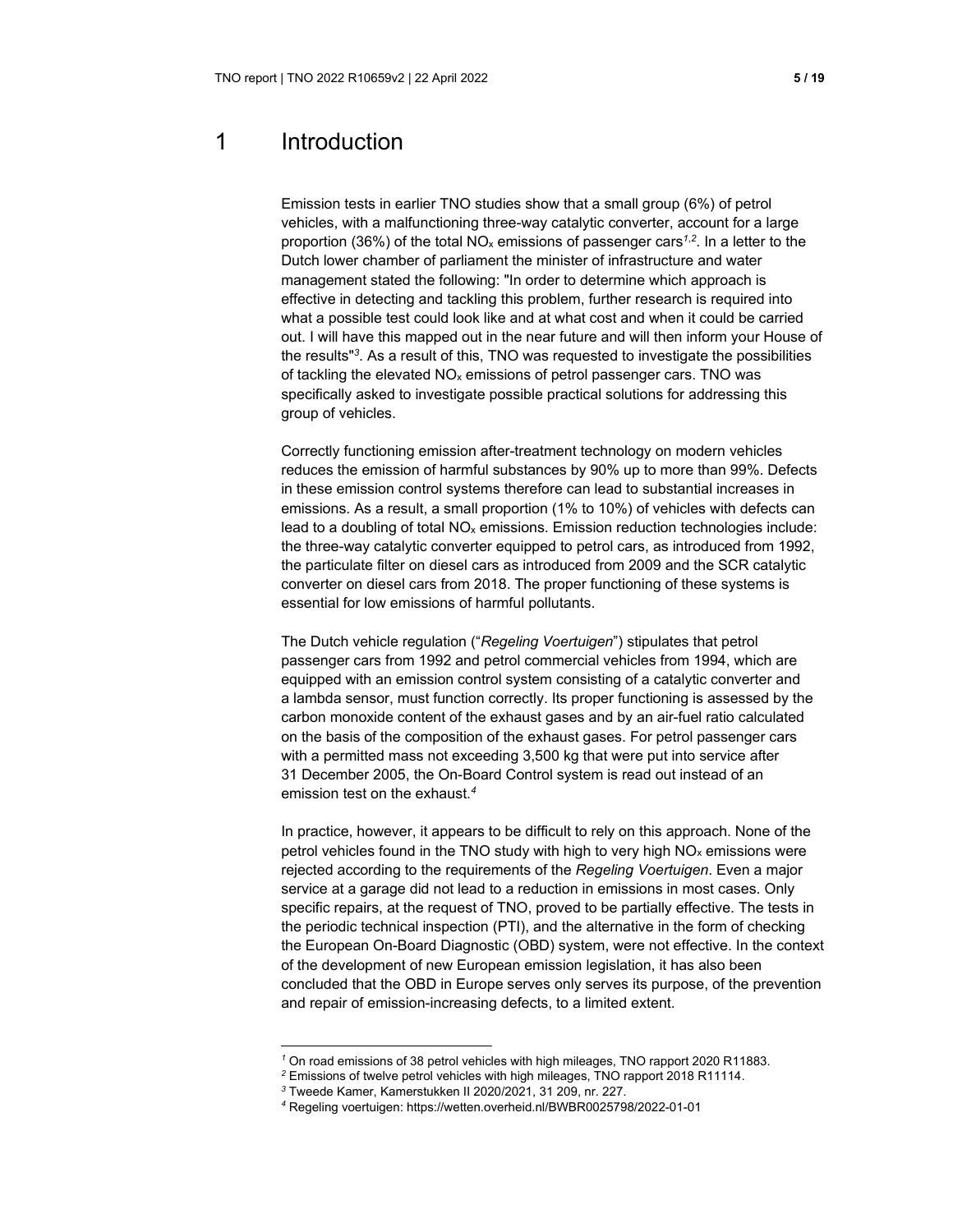# 1 Introduction

Emission tests in earlier TNO studies show that a small group (6%) of petrol vehicles, with a malfunctioning three-way catalytic converter, account for a large proportion (36%) of the total $NO_x$ emissions of passenger cars[1,2]. In a letter to the Dutch lower chamber of parliament the minister of infrastructure and water management stated the following: "In order to determine which approach is effective in detecting and tackling this problem, further research is required into what a possible test could look like and at what cost and when it could be carried out. I will have this mapped out in the near future and will then inform your House of the results"[3]. As a result of this, TNO was requested to investigate the possibilities of tackling the elevated $NO_x$ emissions of petrol passenger cars. TNO was specifically asked to investigate possible practical solutions for addressing this group of vehicles.

Correctly functioning emission after-treatment technology on modern vehicles reduces the emission of harmful substances by 90% up to more than 99%. Defects in these emission control systems therefore can lead to substantial increases in emissions. As a result, a small proportion (1% to 10%) of vehicles with defects can lead to a doubling of total $NO_x$ emissions. Emission reduction technologies include: the three-way catalytic converter equipped to petrol cars, as introduced from 1992, the particulate filter on diesel cars as introduced from 2009 and the SCR catalytic converter on diesel cars from 2018. The proper functioning of these systems is essential for low emissions of harmful pollutants.

The Dutch vehicle regulation ("*Regeling Voertuigen*") stipulates that petrol passenger cars from 1992 and petrol commercial vehicles from 1994, which are equipped with an emission control system consisting of a catalytic converter and a lambda sensor, must function correctly. Its proper functioning is assessed by the carbon monoxide content of the exhaust gases and by an air-fuel ratio calculated on the basis of the composition of the exhaust gases. For petrol passenger cars with a permitted mass not exceeding 3,500 kg that were put into service after 31 December 2005, the On-Board Control system is read out instead of an emission test on the exhaust.[4]

In practice, however, it appears to be difficult to rely on this approach. None of the petrol vehicles found in the TNO study with high to very high $NO_x$ emissions were rejected according to the requirements of the *Regeling Voertuigen*. Even a major service at a garage did not lead to a reduction in emissions in most cases. Only specific repairs, at the request of TNO, proved to be partially effective. The tests in the periodic technical inspection (PTI), and the alternative in the form of checking the European On-Board Diagnostic (OBD) system, were not effective. In the context of the development of new European emission legislation, it has also been concluded that the OBD in Europe serves only serves its purpose, of the prevention and repair of emission-increasing defects, to a limited extent.

[1] On road emissions of 38 petrol vehicles with high mileages, TNO rapport 2020 R11883.

[2] Emissions of twelve petrol vehicles with high mileages, TNO rapport 2018 R11114.

[3] Tweede Kamer, Kamerstukken II 2020/2021, 31 209, nr. 227.

[4] Regeling voertuigen: https://wetten.overheid.nl/BWBR0025798/2022-01-01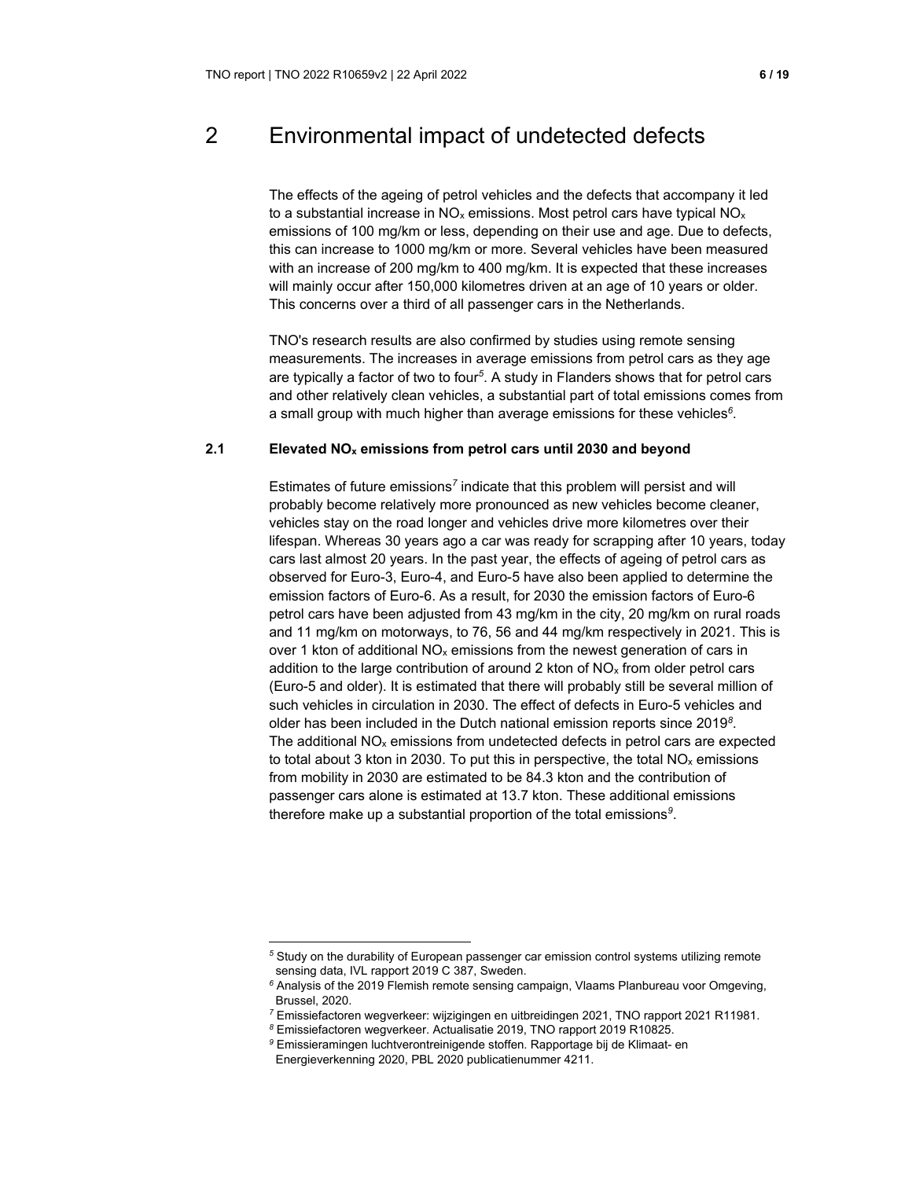# 2 Environmental impact of undetected defects

The effects of the ageing of petrol vehicles and the defects that accompany it led to a substantial increase in $NO_x$ emissions. Most petrol cars have typical $NO_x$ emissions of 100 mg/km or less, depending on their use and age. Due to defects, this can increase to 1000 mg/km or more. Several vehicles have been measured with an increase of 200 mg/km to 400 mg/km. It is expected that these increases will mainly occur after 150,000 kilometres driven at an age of 10 years or older. This concerns over a third of all passenger cars in the Netherlands.

TNO's research results are also confirmed by studies using remote sensing measurements. The increases in average emissions from petrol cars as they age are typically a factor of two to four[5]. A study in Flanders shows that for petrol cars and other relatively clean vehicles, a substantial part of total emissions comes from a small group with much higher than average emissions for these vehicles[6].

## 2.1 Elevated $NO_x$ emissions from petrol cars until 2030 and beyond

Estimates of future emissions[7] indicate that this problem will persist and will probably become relatively more pronounced as new vehicles become cleaner, vehicles stay on the road longer and vehicles drive more kilometres over their lifespan. Whereas 30 years ago a car was ready for scrapping after 10 years, today cars last almost 20 years. In the past year, the effects of ageing of petrol cars as observed for Euro-3, Euro-4, and Euro-5 have also been applied to determine the emission factors of Euro-6. As a result, for 2030 the emission factors of Euro-6 petrol cars have been adjusted from 43 mg/km in the city, 20 mg/km on rural roads and 11 mg/km on motorways, to 76, 56 and 44 mg/km respectively in 2021. This is over 1 kton of additional $NO_x$ emissions from the newest generation of cars in addition to the large contribution of around 2 kton of $NO_x$ from older petrol cars (Euro-5 and older). It is estimated that there will probably still be several million of such vehicles in circulation in 2030. The effect of defects in Euro-5 vehicles and older has been included in the Dutch national emission reports since 2019[8]. The additional $NO_x$ emissions from undetected defects in petrol cars are expected to total about 3 kton in 2030. To put this in perspective, the total $NO_x$ emissions from mobility in 2030 are estimated to be 84.3 kton and the contribution of passenger cars alone is estimated at 13.7 kton. These additional emissions therefore make up a substantial proportion of the total emissions[9].

---

[5] Study on the durability of European passenger car emission control systems utilizing remote sensing data, IVL rapport 2019 C 387, Sweden.

[6] Analysis of the 2019 Flemish remote sensing campaign, Vlaams Planbureau voor Omgeving, Brussel, 2020.

[7] Emissiefactoren wegverkeer: wijzigingen en uitbreidingen 2021, TNO rapport 2021 R11981.

[8] Emissiefactoren wegverkeer. Actualisatie 2019, TNO rapport 2019 R10825.

[9] Emissieramingen luchtverontreinigende stoffen. Rapportage bij de Klimaat- en Energieverkenning 2020, PBL 2020 publicatienummer 4211.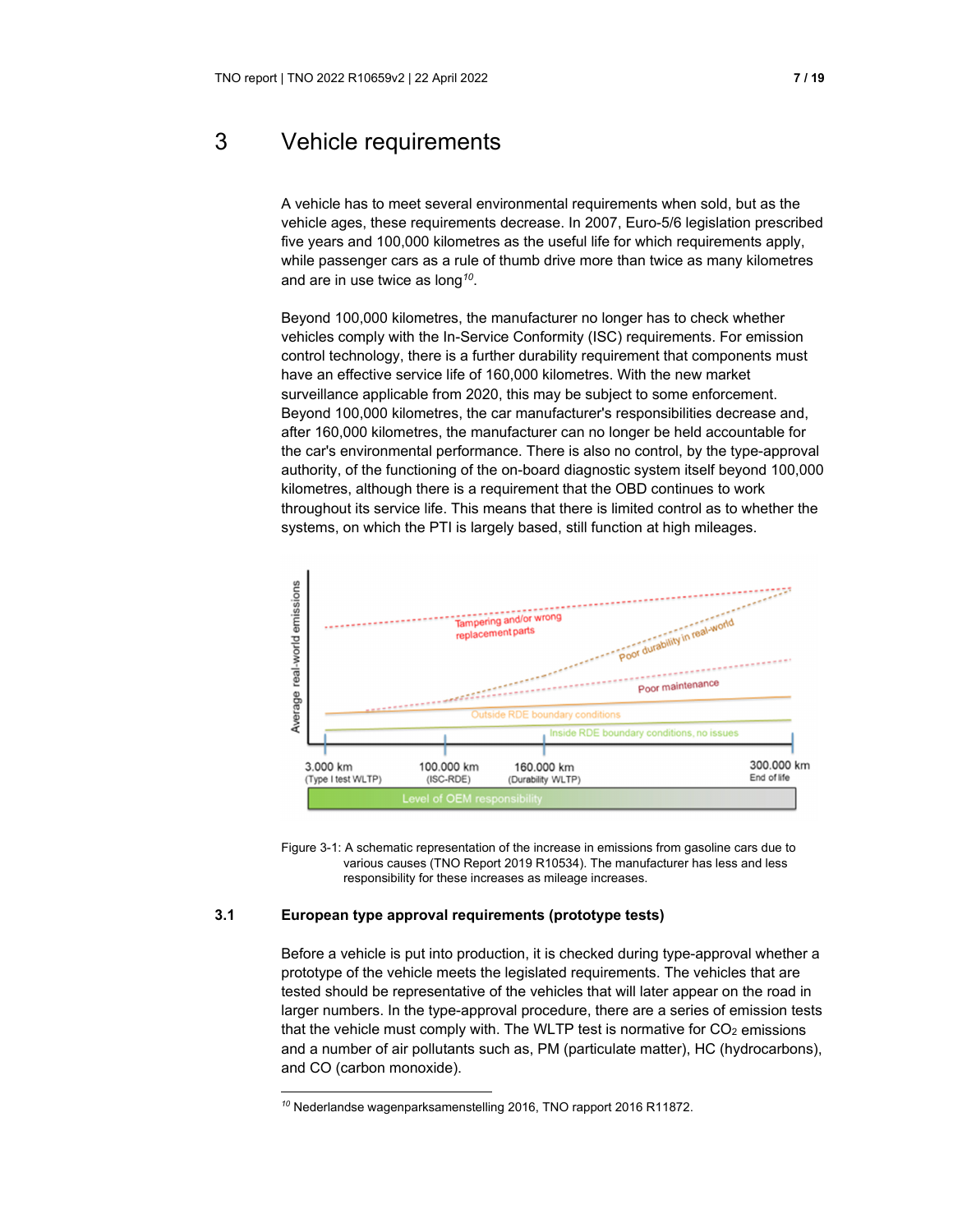# 3 Vehicle requirements

A vehicle has to meet several environmental requirements when sold, but as the vehicle ages, these requirements decrease. In 2007, Euro-5/6 legislation prescribed five years and 100,000 kilometres as the useful life for which requirements apply, while passenger cars as a rule of thumb drive more than twice as many kilometres and are in use twice as long[10].

Beyond 100,000 kilometres, the manufacturer no longer has to check whether vehicles comply with the In-Service Conformity (ISC) requirements. For emission control technology, there is a further durability requirement that components must have an effective service life of 160,000 kilometres. With the new market surveillance applicable from 2020, this may be subject to some enforcement. Beyond 100,000 kilometres, the car manufacturer's responsibilities decrease and, after 160,000 kilometres, the manufacturer can no longer be held accountable for the car's environmental performance. There is also no control, by the type-approval authority, of the functioning of the on-board diagnostic system itself beyond 100,000 kilometres, although there is a requirement that the OBD continues to work throughout its service life. This means that there is limited control as to whether the systems, on which the PTI is largely based, still function at high mileages.

Figure 3-1: A schematic representation of the increase in emissions from gasoline cars due to various causes (TNO Report 2019 R10534). The manufacturer has less and less responsibility for these increases as mileage increases.

## 3.1 European type approval requirements (prototype tests)

Before a vehicle is put into production, it is checked during type-approval whether a prototype of the vehicle meets the legislated requirements. The vehicles that are tested should be representative of the vehicles that will later appear on the road in larger numbers. In the type-approval procedure, there are a series of emission tests that the vehicle must comply with. The WLTP test is normative for $CO_2$ emissions and a number of air pollutants such as, PM (particulate matter), HC (hydrocarbons), and CO (carbon monoxide).

[10] Nederlandse wagenparksamenstelling 2016, TNO rapport 2016 R11872.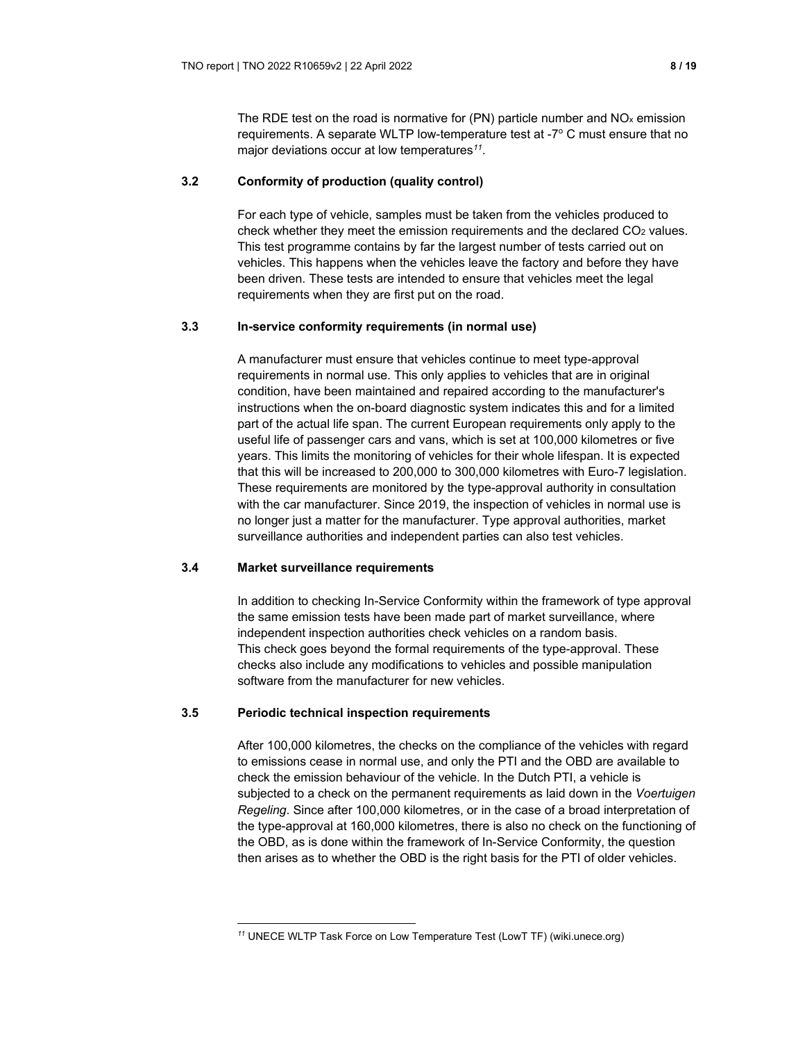The RDE test on the road is normative for (PN) particle number and $NO_x$ emission requirements. A separate WLTP low-temperature test at -7° C must ensure that no major deviations occur at low temperatures[11].

### 3.2 Conformity of production (quality control)

For each type of vehicle, samples must be taken from the vehicles produced to check whether they meet the emission requirements and the declared $CO_2$ values. This test programme contains by far the largest number of tests carried out on vehicles. This happens when the vehicles leave the factory and before they have been driven. These tests are intended to ensure that vehicles meet the legal requirements when they are first put on the road.

### 3.3 In-service conformity requirements (in normal use)

A manufacturer must ensure that vehicles continue to meet type-approval requirements in normal use. This only applies to vehicles that are in original condition, have been maintained and repaired according to the manufacturer's instructions when the on-board diagnostic system indicates this and for a limited part of the actual life span. The current European requirements only apply to the useful life of passenger cars and vans, which is set at 100,000 kilometres or five years. This limits the monitoring of vehicles for their whole lifespan. It is expected that this will be increased to 200,000 to 300,000 kilometres with Euro-7 legislation. These requirements are monitored by the type-approval authority in consultation with the car manufacturer. Since 2019, the inspection of vehicles in normal use is no longer just a matter for the manufacturer. Type approval authorities, market surveillance authorities and independent parties can also test vehicles.

### 3.4 Market surveillance requirements

In addition to checking In-Service Conformity within the framework of type approval the same emission tests have been made part of market surveillance, where independent inspection authorities check vehicles on a random basis.
This check goes beyond the formal requirements of the type-approval. These checks also include any modifications to vehicles and possible manipulation software from the manufacturer for new vehicles.

### 3.5 Periodic technical inspection requirements

After 100,000 kilometres, the checks on the compliance of the vehicles with regard to emissions cease in normal use, and only the PTI and the OBD are available to check the emission behaviour of the vehicle. In the Dutch PTI, a vehicle is subjected to a check on the permanent requirements as laid down in the *Voertuigen Regeling*. Since after 100,000 kilometres, or in the case of a broad interpretation of the type-approval at 160,000 kilometres, there is also no check on the functioning of the OBD, as is done within the framework of In-Service Conformity, the question then arises as to whether the OBD is the right basis for the PTI of older vehicles.

---

[11] UNECE WLTP Task Force on Low Temperature Test (LowT TF) (wiki.unece.org)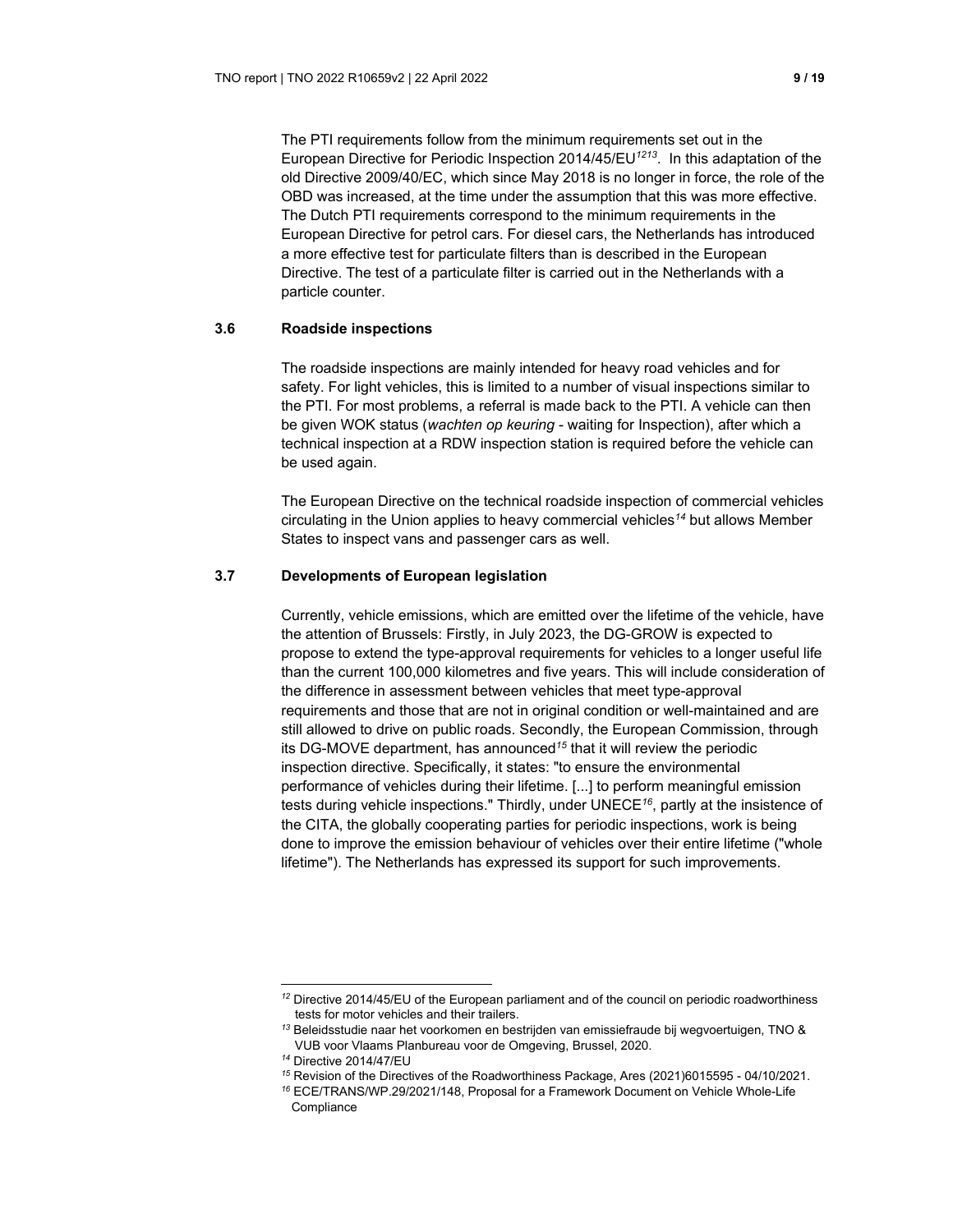The PTI requirements follow from the minimum requirements set out in the European Directive for Periodic Inspection 2014/45/EU[12][13]. In this adaptation of the old Directive 2009/40/EC, which since May 2018 is no longer in force, the role of the OBD was increased, at the time under the assumption that this was more effective. The Dutch PTI requirements correspond to the minimum requirements in the European Directive for petrol cars. For diesel cars, the Netherlands has introduced a more effective test for particulate filters than is described in the European Directive. The test of a particulate filter is carried out in the Netherlands with a particle counter.

### 3.6 Roadside inspections

The roadside inspections are mainly intended for heavy road vehicles and for safety. For light vehicles, this is limited to a number of visual inspections similar to the PTI. For most problems, a referral is made back to the PTI. A vehicle can then be given WOK status (*wachten op keuring* - waiting for Inspection), after which a technical inspection at a RDW inspection station is required before the vehicle can be used again.

The European Directive on the technical roadside inspection of commercial vehicles circulating in the Union applies to heavy commercial vehicles[14] but allows Member States to inspect vans and passenger cars as well.

### 3.7 Developments of European legislation

Currently, vehicle emissions, which are emitted over the lifetime of the vehicle, have the attention of Brussels: Firstly, in July 2023, the DG-GROW is expected to propose to extend the type-approval requirements for vehicles to a longer useful life than the current 100,000 kilometres and five years. This will include consideration of the difference in assessment between vehicles that meet type-approval requirements and those that are not in original condition or well-maintained and are still allowed to drive on public roads. Secondly, the European Commission, through its DG-MOVE department, has announced[15] that it will review the periodic inspection directive. Specifically, it states: "to ensure the environmental performance of vehicles during their lifetime. [...] to perform meaningful emission tests during vehicle inspections." Thirdly, under UNECE[16], partly at the insistence of the CITA, the globally cooperating parties for periodic inspections, work is being done to improve the emission behaviour of vehicles over their entire lifetime ("whole lifetime"). The Netherlands has expressed its support for such improvements.

---

[12] Directive 2014/45/EU of the European parliament and of the council on periodic roadworthiness tests for motor vehicles and their trailers.

[13] Beleidsstudie naar het voorkomen en bestrijden van emissiefraude bij wegvoertuigen, TNO & VUB voor Vlaams Planbureau voor de Omgeving, Brussel, 2020.

[14] Directive 2014/47/EU

[15] Revision of the Directives of the Roadworthiness Package, Ares (2021)6015595 - 04/10/2021.

[16] ECE/TRANS/WP.29/2021/148, Proposal for a Framework Document on Vehicle Whole-Life Compliance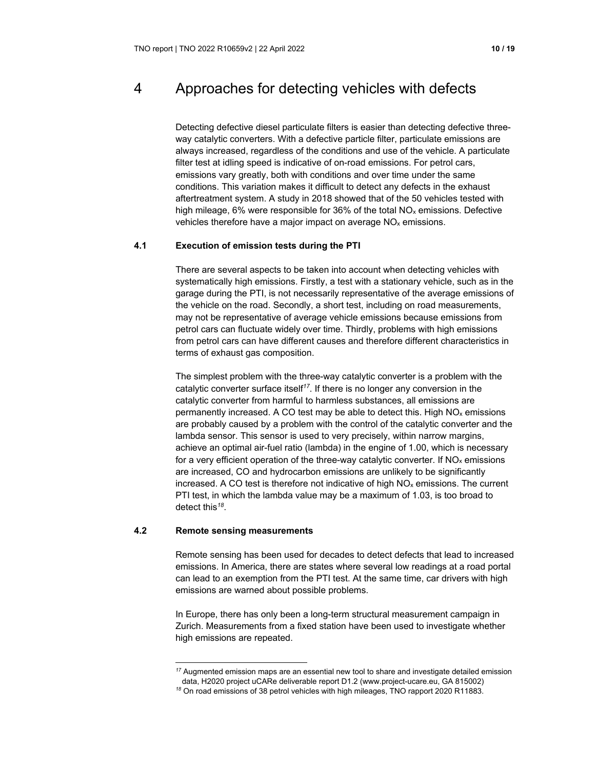# 4 Approaches for detecting vehicles with defects

Detecting defective diesel particulate filters is easier than detecting defective three-way catalytic converters. With a defective particle filter, particulate emissions are always increased, regardless of the conditions and use of the vehicle. A particulate filter test at idling speed is indicative of on-road emissions. For petrol cars, emissions vary greatly, both with conditions and over time under the same conditions. This variation makes it difficult to detect any defects in the exhaust aftertreatment system. A study in 2018 showed that of the 50 vehicles tested with high mileage, 6% were responsible for 36% of the total $NO_x$ emissions. Defective vehicles therefore have a major impact on average $NO_x$ emissions.

## 4.1 Execution of emission tests during the PTI

There are several aspects to be taken into account when detecting vehicles with systematically high emissions. Firstly, a test with a stationary vehicle, such as in the garage during the PTI, is not necessarily representative of the average emissions of the vehicle on the road. Secondly, a short test, including on road measurements, may not be representative of average vehicle emissions because emissions from petrol cars can fluctuate widely over time. Thirdly, problems with high emissions from petrol cars can have different causes and therefore different characteristics in terms of exhaust gas composition.

The simplest problem with the three-way catalytic converter is a problem with the catalytic converter surface itself[17]. If there is no longer any conversion in the catalytic converter from harmful to harmless substances, all emissions are permanently increased. A CO test may be able to detect this. High $NO_x$ emissions are probably caused by a problem with the control of the catalytic converter and the lambda sensor. This sensor is used to very precisely, within narrow margins, achieve an optimal air-fuel ratio (lambda) in the engine of 1.00, which is necessary for a very efficient operation of the three-way catalytic converter. If $NO_x$ emissions are increased, CO and hydrocarbon emissions are unlikely to be significantly increased. A CO test is therefore not indicative of high $NO_x$ emissions. The current PTI test, in which the lambda value may be a maximum of 1.03, is too broad to detect this[18].

## 4.2 Remote sensing measurements

Remote sensing has been used for decades to detect defects that lead to increased emissions. In America, there are states where several low readings at a road portal can lead to an exemption from the PTI test. At the same time, car drivers with high emissions are warned about possible problems.

In Europe, there has only been a long-term structural measurement campaign in Zurich. Measurements from a fixed station have been used to investigate whether high emissions are repeated.

---

[17] Augmented emission maps are an essential new tool to share and investigate detailed emission data, H2020 project uCARe deliverable report D1.2 (www.project-ucare.eu, GA 815002)

[18] On road emissions of 38 petrol vehicles with high mileages, TNO rapport 2020 R11883.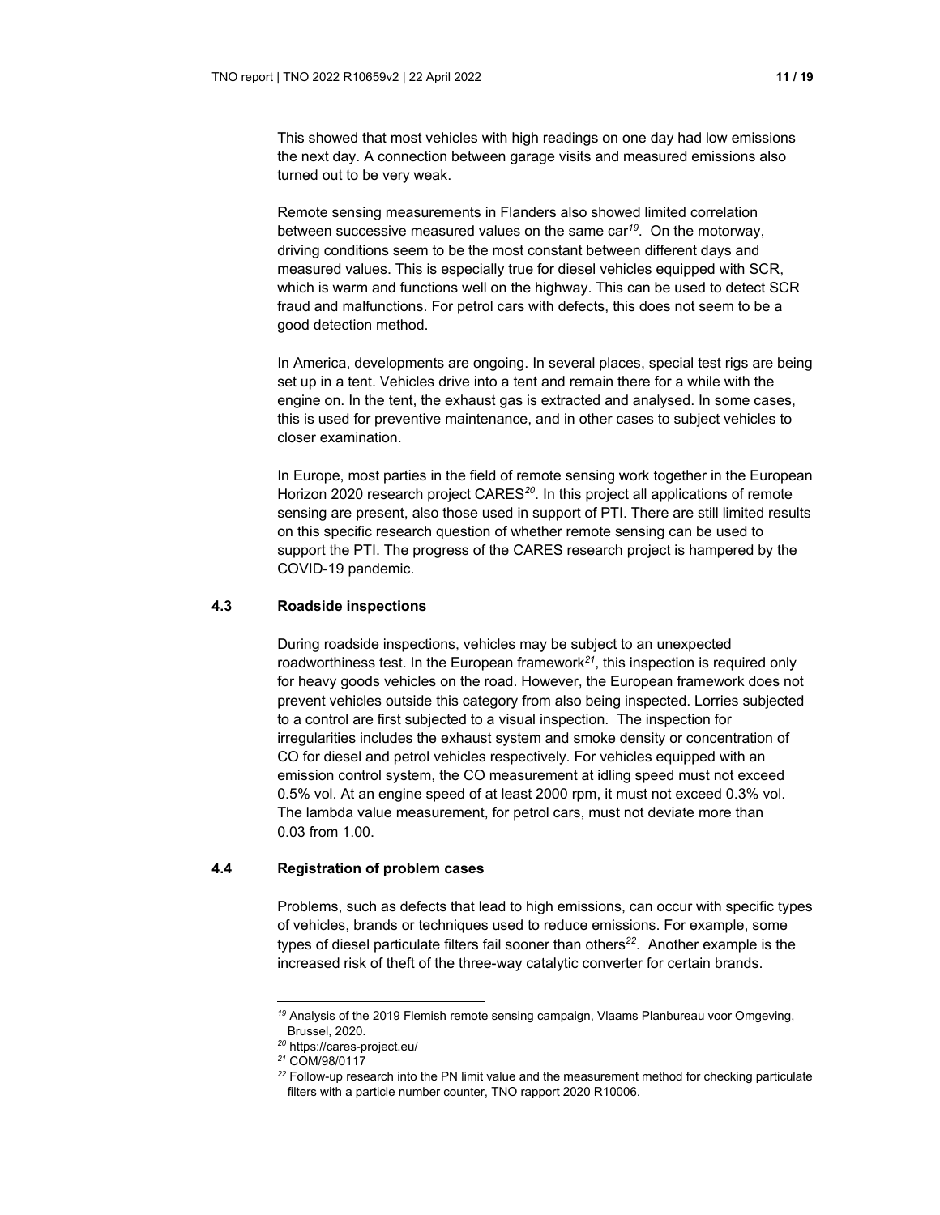This showed that most vehicles with high readings on one day had low emissions the next day. A connection between garage visits and measured emissions also turned out to be very weak.

Remote sensing measurements in Flanders also showed limited correlation between successive measured values on the same car[19]. On the motorway, driving conditions seem to be the most constant between different days and measured values. This is especially true for diesel vehicles equipped with SCR, which is warm and functions well on the highway. This can be used to detect SCR fraud and malfunctions. For petrol cars with defects, this does not seem to be a good detection method.

In America, developments are ongoing. In several places, special test rigs are being set up in a tent. Vehicles drive into a tent and remain there for a while with the engine on. In the tent, the exhaust gas is extracted and analysed. In some cases, this is used for preventive maintenance, and in other cases to subject vehicles to closer examination.

In Europe, most parties in the field of remote sensing work together in the European Horizon 2020 research project CARES[20]. In this project all applications of remote sensing are present, also those used in support of PTI. There are still limited results on this specific research question of whether remote sensing can be used to support the PTI. The progress of the CARES research project is hampered by the COVID-19 pandemic.

## 4.3 Roadside inspections

During roadside inspections, vehicles may be subject to an unexpected roadworthiness test. In the European framework[21], this inspection is required only for heavy goods vehicles on the road. However, the European framework does not prevent vehicles outside this category from also being inspected. Lorries subjected to a control are first subjected to a visual inspection. The inspection for irregularities includes the exhaust system and smoke density or concentration of CO for diesel and petrol vehicles respectively. For vehicles equipped with an emission control system, the CO measurement at idling speed must not exceed 0.5% vol. At an engine speed of at least 2000 rpm, it must not exceed 0.3% vol. The lambda value measurement, for petrol cars, must not deviate more than 0.03 from 1.00.

## 4.4 Registration of problem cases

Problems, such as defects that lead to high emissions, can occur with specific types of vehicles, brands or techniques used to reduce emissions. For example, some types of diesel particulate filters fail sooner than others[22]. Another example is the increased risk of theft of the three-way catalytic converter for certain brands.

---

[19] Analysis of the 2019 Flemish remote sensing campaign, Vlaams Planbureau voor Omgeving, Brussel, 2020.

[20] https://cares-project.eu/

[21] COM/98/0117

[22] Follow-up research into the PN limit value and the measurement method for checking particulate filters with a particle number counter, TNO rapport 2020 R10006.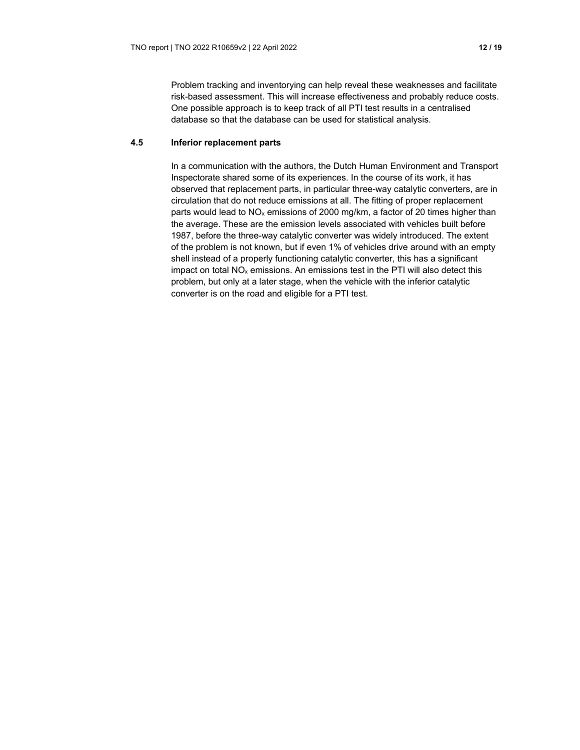Problem tracking and inventorying can help reveal these weaknesses and facilitate risk-based assessment. This will increase effectiveness and probably reduce costs. One possible approach is to keep track of all PTI test results in a centralised database so that the database can be used for statistical analysis.

### 4.5 Inferior replacement parts

In a communication with the authors, the Dutch Human Environment and Transport Inspectorate shared some of its experiences. In the course of its work, it has observed that replacement parts, in particular three-way catalytic converters, are in circulation that do not reduce emissions at all. The fitting of proper replacement parts would lead to $NO_x$ emissions of 2000 mg/km, a factor of 20 times higher than the average. These are the emission levels associated with vehicles built before 1987, before the three-way catalytic converter was widely introduced. The extent of the problem is not known, but if even 1% of vehicles drive around with an empty shell instead of a properly functioning catalytic converter, this has a significant impact on total $NO_x$ emissions. An emissions test in the PTI will also detect this problem, but only at a later stage, when the vehicle with the inferior catalytic converter is on the road and eligible for a PTI test.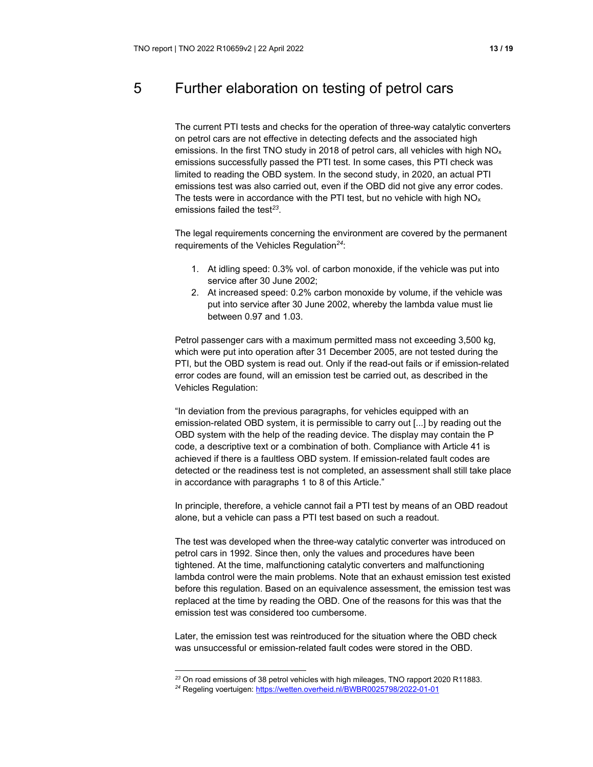# 5 Further elaboration on testing of petrol cars

The current PTI tests and checks for the operation of three-way catalytic converters on petrol cars are not effective in detecting defects and the associated high emissions. In the first TNO study in 2018 of petrol cars, all vehicles with high $NO_x$ emissions successfully passed the PTI test. In some cases, this PTI check was limited to reading the OBD system. In the second study, in 2020, an actual PTI emissions test was also carried out, even if the OBD did not give any error codes. The tests were in accordance with the PTI test, but no vehicle with high $NO_x$ emissions failed the test[23].

The legal requirements concerning the environment are covered by the permanent requirements of the Vehicles Regulation[24]:

1. At idling speed: 0.3% vol. of carbon monoxide, if the vehicle was put into service after 30 June 2002;
2. At increased speed: 0.2% carbon monoxide by volume, if the vehicle was put into service after 30 June 2002, whereby the lambda value must lie between 0.97 and 1.03.

Petrol passenger cars with a maximum permitted mass not exceeding 3,500 kg, which were put into operation after 31 December 2005, are not tested during the PTI, but the OBD system is read out. Only if the read-out fails or if emission-related error codes are found, will an emission test be carried out, as described in the Vehicles Regulation:

"In deviation from the previous paragraphs, for vehicles equipped with an emission-related OBD system, it is permissible to carry out [...] by reading out the OBD system with the help of the reading device. The display may contain the P code, a descriptive text or a combination of both. Compliance with Article 41 is achieved if there is a faultless OBD system. If emission-related fault codes are detected or the readiness test is not completed, an assessment shall still take place in accordance with paragraphs 1 to 8 of this Article."

In principle, therefore, a vehicle cannot fail a PTI test by means of an OBD readout alone, but a vehicle can pass a PTI test based on such a readout.

The test was developed when the three-way catalytic converter was introduced on petrol cars in 1992. Since then, only the values and procedures have been tightened. At the time, malfunctioning catalytic converters and malfunctioning lambda control were the main problems. Note that an exhaust emission test existed before this regulation. Based on an equivalence assessment, the emission test was replaced at the time by reading the OBD. One of the reasons for this was that the emission test was considered too cumbersome.

Later, the emission test was reintroduced for the situation where the OBD check was unsuccessful or emission-related fault codes were stored in the OBD.

---

[23] On road emissions of 38 petrol vehicles with high mileages, TNO rapport 2020 R11883.

[24] Regeling voertuigen: https://wetten.overheid.nl/BWBR0025798/2022-01-01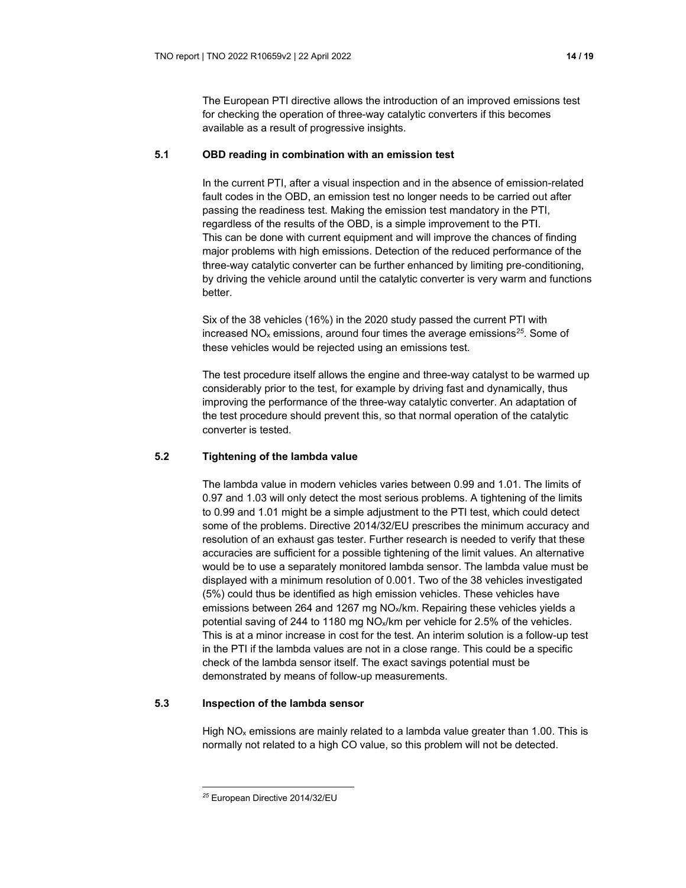The European PTI directive allows the introduction of an improved emissions test for checking the operation of three-way catalytic converters if this becomes available as a result of progressive insights.

## 5.1 OBD reading in combination with an emission test

In the current PTI, after a visual inspection and in the absence of emission-related fault codes in the OBD, an emission test no longer needs to be carried out after passing the readiness test. Making the emission test mandatory in the PTI, regardless of the results of the OBD, is a simple improvement to the PTI. This can be done with current equipment and will improve the chances of finding major problems with high emissions. Detection of the reduced performance of the three-way catalytic converter can be further enhanced by limiting pre-conditioning, by driving the vehicle around until the catalytic converter is very warm and functions better.

Six of the 38 vehicles (16%) in the 2020 study passed the current PTI with increased $NO_x$ emissions, around four times the average emissions[25]. Some of these vehicles would be rejected using an emissions test.

The test procedure itself allows the engine and three-way catalyst to be warmed up considerably prior to the test, for example by driving fast and dynamically, thus improving the performance of the three-way catalytic converter. An adaptation of the test procedure should prevent this, so that normal operation of the catalytic converter is tested.

## 5.2 Tightening of the lambda value

The lambda value in modern vehicles varies between 0.99 and 1.01. The limits of 0.97 and 1.03 will only detect the most serious problems. A tightening of the limits to 0.99 and 1.01 might be a simple adjustment to the PTI test, which could detect some of the problems. Directive 2014/32/EU prescribes the minimum accuracy and resolution of an exhaust gas tester. Further research is needed to verify that these accuracies are sufficient for a possible tightening of the limit values. An alternative would be to use a separately monitored lambda sensor. The lambda value must be displayed with a minimum resolution of 0.001. Two of the 38 vehicles investigated (5%) could thus be identified as high emission vehicles. These vehicles have emissions between 264 and 1267 mg $NO_x$/km. Repairing these vehicles yields a potential saving of 244 to 1180 mg $NO_x$/km per vehicle for 2.5% of the vehicles. This is at a minor increase in cost for the test. An interim solution is a follow-up test in the PTI if the lambda values are not in a close range. This could be a specific check of the lambda sensor itself. The exact savings potential must be demonstrated by means of follow-up measurements.

## 5.3 Inspection of the lambda sensor

High $NO_x$ emissions are mainly related to a lambda value greater than 1.00. This is normally not related to a high CO value, so this problem will not be detected.

---

[25] European Directive 2014/32/EU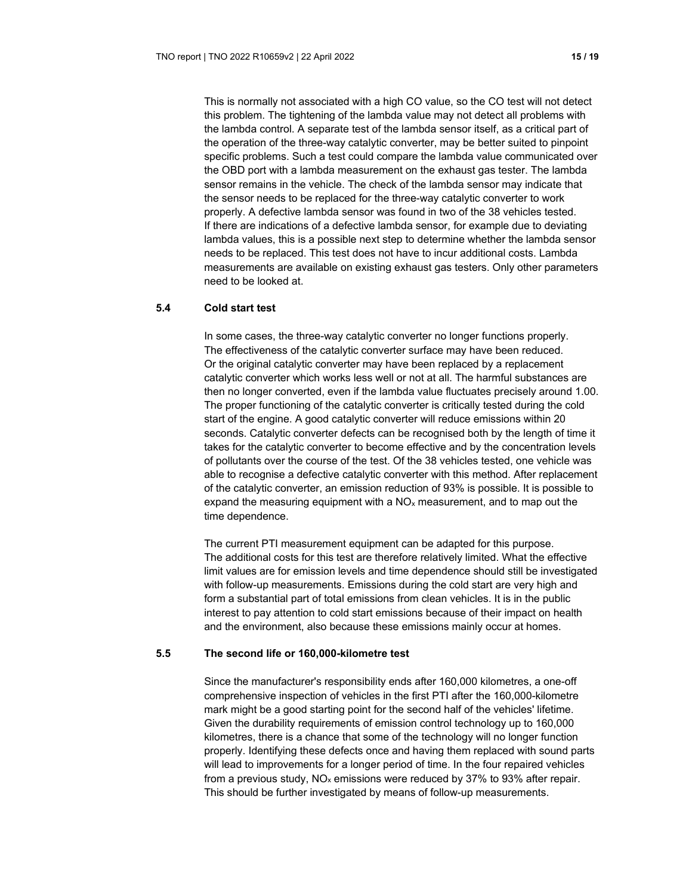This is normally not associated with a high CO value, so the CO test will not detect this problem. The tightening of the lambda value may not detect all problems with the lambda control. A separate test of the lambda sensor itself, as a critical part of the operation of the three-way catalytic converter, may be better suited to pinpoint specific problems. Such a test could compare the lambda value communicated over the OBD port with a lambda measurement on the exhaust gas tester. The lambda sensor remains in the vehicle. The check of the lambda sensor may indicate that the sensor needs to be replaced for the three-way catalytic converter to work properly. A defective lambda sensor was found in two of the 38 vehicles tested. If there are indications of a defective lambda sensor, for example due to deviating lambda values, this is a possible next step to determine whether the lambda sensor needs to be replaced. This test does not have to incur additional costs. Lambda measurements are available on existing exhaust gas testers. Only other parameters need to be looked at.

## 5.4 Cold start test

In some cases, the three-way catalytic converter no longer functions properly. The effectiveness of the catalytic converter surface may have been reduced. Or the original catalytic converter may have been replaced by a replacement catalytic converter which works less well or not at all. The harmful substances are then no longer converted, even if the lambda value fluctuates precisely around 1.00. The proper functioning of the catalytic converter is critically tested during the cold start of the engine. A good catalytic converter will reduce emissions within 20 seconds. Catalytic converter defects can be recognised both by the length of time it takes for the catalytic converter to become effective and by the concentration levels of pollutants over the course of the test. Of the 38 vehicles tested, one vehicle was able to recognise a defective catalytic converter with this method. After replacement of the catalytic converter, an emission reduction of 93% is possible. It is possible to expand the measuring equipment with a $NO_x$ measurement, and to map out the time dependence.

The current PTI measurement equipment can be adapted for this purpose. The additional costs for this test are therefore relatively limited. What the effective limit values are for emission levels and time dependence should still be investigated with follow-up measurements. Emissions during the cold start are very high and form a substantial part of total emissions from clean vehicles. It is in the public interest to pay attention to cold start emissions because of their impact on health and the environment, also because these emissions mainly occur at homes.

## 5.5 The second life or 160,000-kilometre test

Since the manufacturer's responsibility ends after 160,000 kilometres, a one-off comprehensive inspection of vehicles in the first PTI after the 160,000-kilometre mark might be a good starting point for the second half of the vehicles' lifetime. Given the durability requirements of emission control technology up to 160,000 kilometres, there is a chance that some of the technology will no longer function properly. Identifying these defects once and having them replaced with sound parts will lead to improvements for a longer period of time. In the four repaired vehicles from a previous study, $NO_x$ emissions were reduced by 37% to 93% after repair. This should be further investigated by means of follow-up measurements.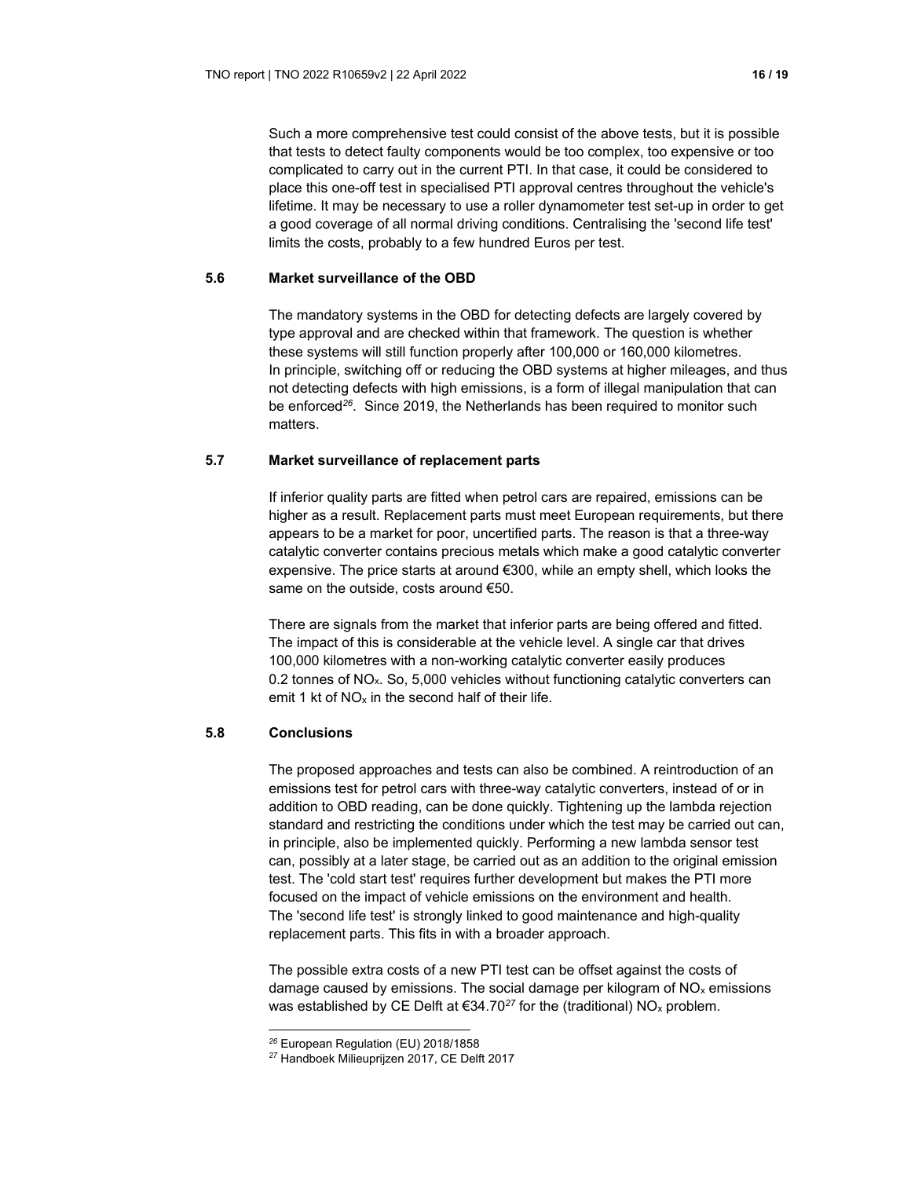Such a more comprehensive test could consist of the above tests, but it is possible that tests to detect faulty components would be too complex, too expensive or too complicated to carry out in the current PTI. In that case, it could be considered to place this one-off test in specialised PTI approval centres throughout the vehicle's lifetime. It may be necessary to use a roller dynamometer test set-up in order to get a good coverage of all normal driving conditions. Centralising the 'second life test' limits the costs, probably to a few hundred Euros per test.

## 5.6 Market surveillance of the OBD

The mandatory systems in the OBD for detecting defects are largely covered by type approval and are checked within that framework. The question is whether these systems will still function properly after 100,000 or 160,000 kilometres. In principle, switching off or reducing the OBD systems at higher mileages, and thus not detecting defects with high emissions, is a form of illegal manipulation that can be enforced[26]. Since 2019, the Netherlands has been required to monitor such matters.

## 5.7 Market surveillance of replacement parts

If inferior quality parts are fitted when petrol cars are repaired, emissions can be higher as a result. Replacement parts must meet European requirements, but there appears to be a market for poor, uncertified parts. The reason is that a three-way catalytic converter contains precious metals which make a good catalytic converter expensive. The price starts at around €300, while an empty shell, which looks the same on the outside, costs around €50.

There are signals from the market that inferior parts are being offered and fitted. The impact of this is considerable at the vehicle level. A single car that drives 100,000 kilometres with a non-working catalytic converter easily produces 0.2 tonnes of $NO_x$. So, 5,000 vehicles without functioning catalytic converters can emit 1 kt of $NO_x$ in the second half of their life.

## 5.8 Conclusions

The proposed approaches and tests can also be combined. A reintroduction of an emissions test for petrol cars with three-way catalytic converters, instead of or in addition to OBD reading, can be done quickly. Tightening up the lambda rejection standard and restricting the conditions under which the test may be carried out can, in principle, also be implemented quickly. Performing a new lambda sensor test can, possibly at a later stage, be carried out as an addition to the original emission test. The 'cold start test' requires further development but makes the PTI more focused on the impact of vehicle emissions on the environment and health. The 'second life test' is strongly linked to good maintenance and high-quality replacement parts. This fits in with a broader approach.

The possible extra costs of a new PTI test can be offset against the costs of damage caused by emissions. The social damage per kilogram of $NO_x$ emissions was established by CE Delft at €34.70[27] for the (traditional) $NO_x$ problem.

---

[26] European Regulation (EU) 2018/1858

[27] Handboek Milieuprijzen 2017, CE Delft 2017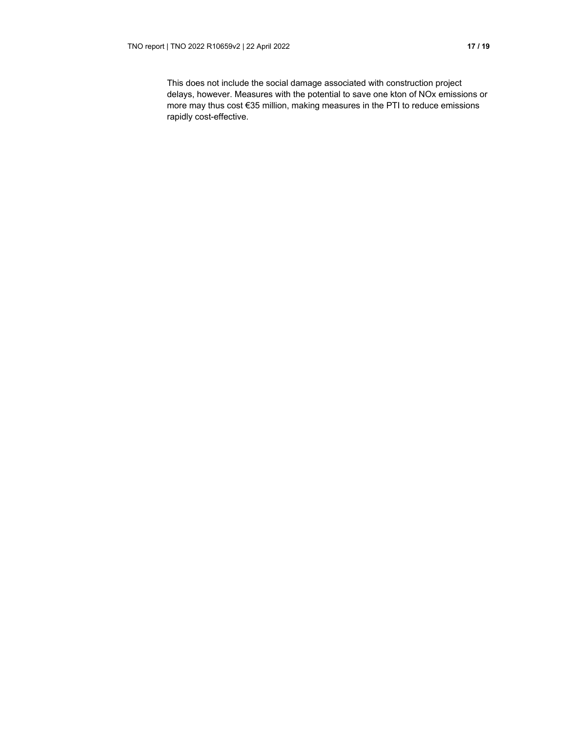This does not include the social damage associated with construction project delays, however. Measures with the potential to save one kton of NOx emissions or more may thus cost €35 million, making measures in the PTI to reduce emissions rapidly cost-effective.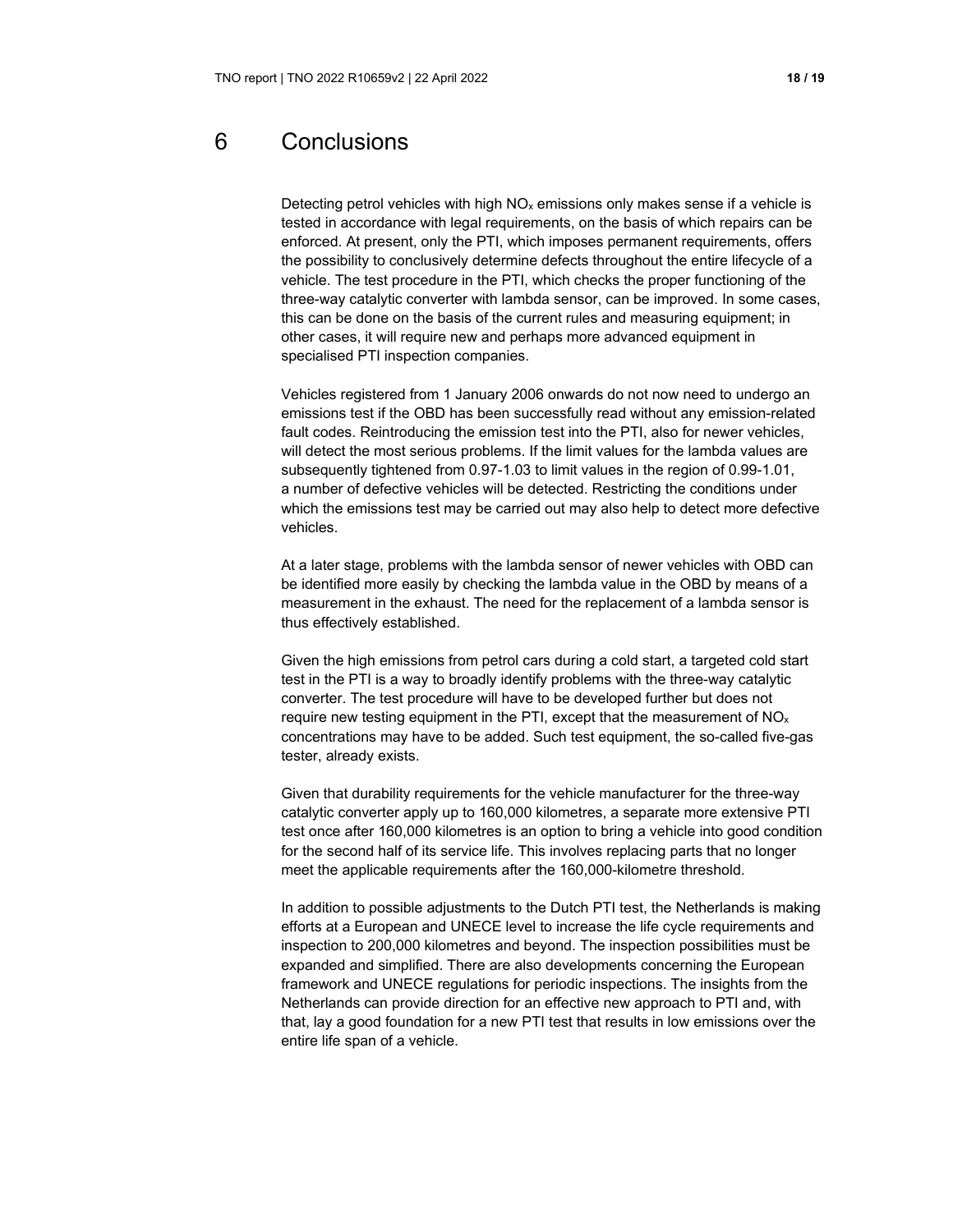# 6 Conclusions

Detecting petrol vehicles with high $NO_x$ emissions only makes sense if a vehicle is tested in accordance with legal requirements, on the basis of which repairs can be enforced. At present, only the PTI, which imposes permanent requirements, offers the possibility to conclusively determine defects throughout the entire lifecycle of a vehicle. The test procedure in the PTI, which checks the proper functioning of the three-way catalytic converter with lambda sensor, can be improved. In some cases, this can be done on the basis of the current rules and measuring equipment; in other cases, it will require new and perhaps more advanced equipment in specialised PTI inspection companies.

Vehicles registered from 1 January 2006 onwards do not now need to undergo an emissions test if the OBD has been successfully read without any emission-related fault codes. Reintroducing the emission test into the PTI, also for newer vehicles, will detect the most serious problems. If the limit values for the lambda values are subsequently tightened from 0.97-1.03 to limit values in the region of 0.99-1.01, a number of defective vehicles will be detected. Restricting the conditions under which the emissions test may be carried out may also help to detect more defective vehicles.

At a later stage, problems with the lambda sensor of newer vehicles with OBD can be identified more easily by checking the lambda value in the OBD by means of a measurement in the exhaust. The need for the replacement of a lambda sensor is thus effectively established.

Given the high emissions from petrol cars during a cold start, a targeted cold start test in the PTI is a way to broadly identify problems with the three-way catalytic converter. The test procedure will have to be developed further but does not require new testing equipment in the PTI, except that the measurement of $NO_x$ concentrations may have to be added. Such test equipment, the so-called five-gas tester, already exists.

Given that durability requirements for the vehicle manufacturer for the three-way catalytic converter apply up to 160,000 kilometres, a separate more extensive PTI test once after 160,000 kilometres is an option to bring a vehicle into good condition for the second half of its service life. This involves replacing parts that no longer meet the applicable requirements after the 160,000-kilometre threshold.

In addition to possible adjustments to the Dutch PTI test, the Netherlands is making efforts at a European and UNECE level to increase the life cycle requirements and inspection to 200,000 kilometres and beyond. The inspection possibilities must be expanded and simplified. There are also developments concerning the European framework and UNECE regulations for periodic inspections. The insights from the Netherlands can provide direction for an effective new approach to PTI and, with that, lay a good foundation for a new PTI test that results in low emissions over the entire life span of a vehicle.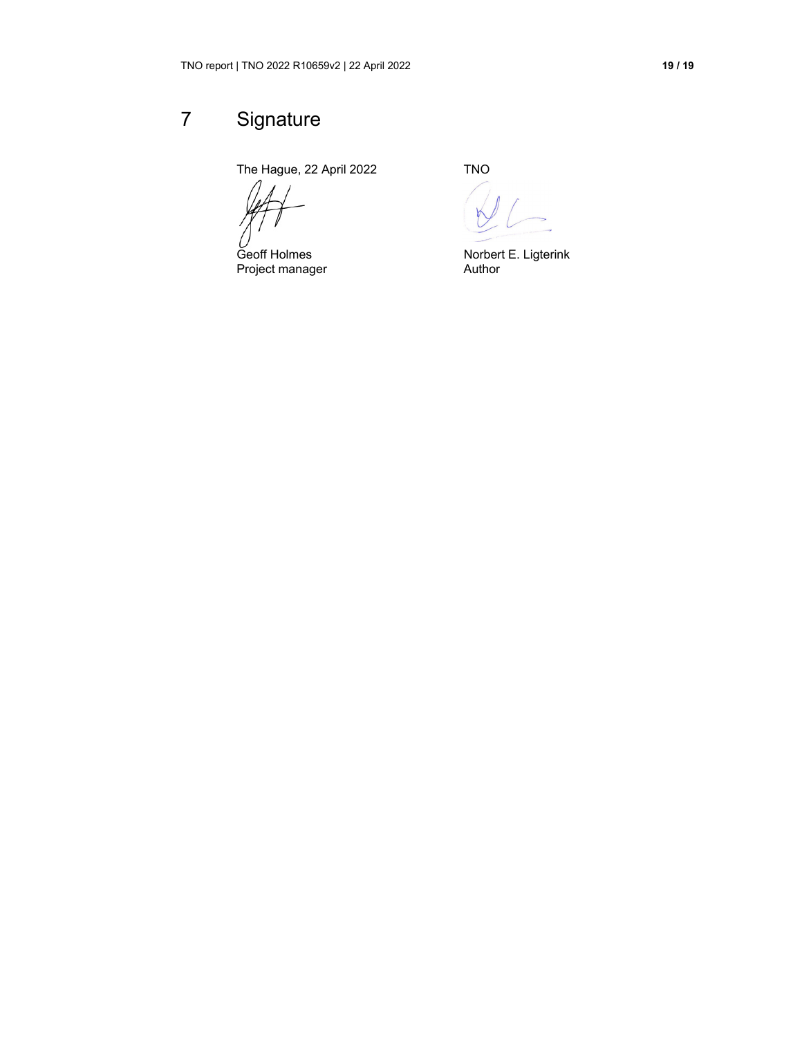# 7 Signature

The Hague, 22 April 2022

TNO

Geoff Holmes
Project manager

Norbert E. Ligterink
Author